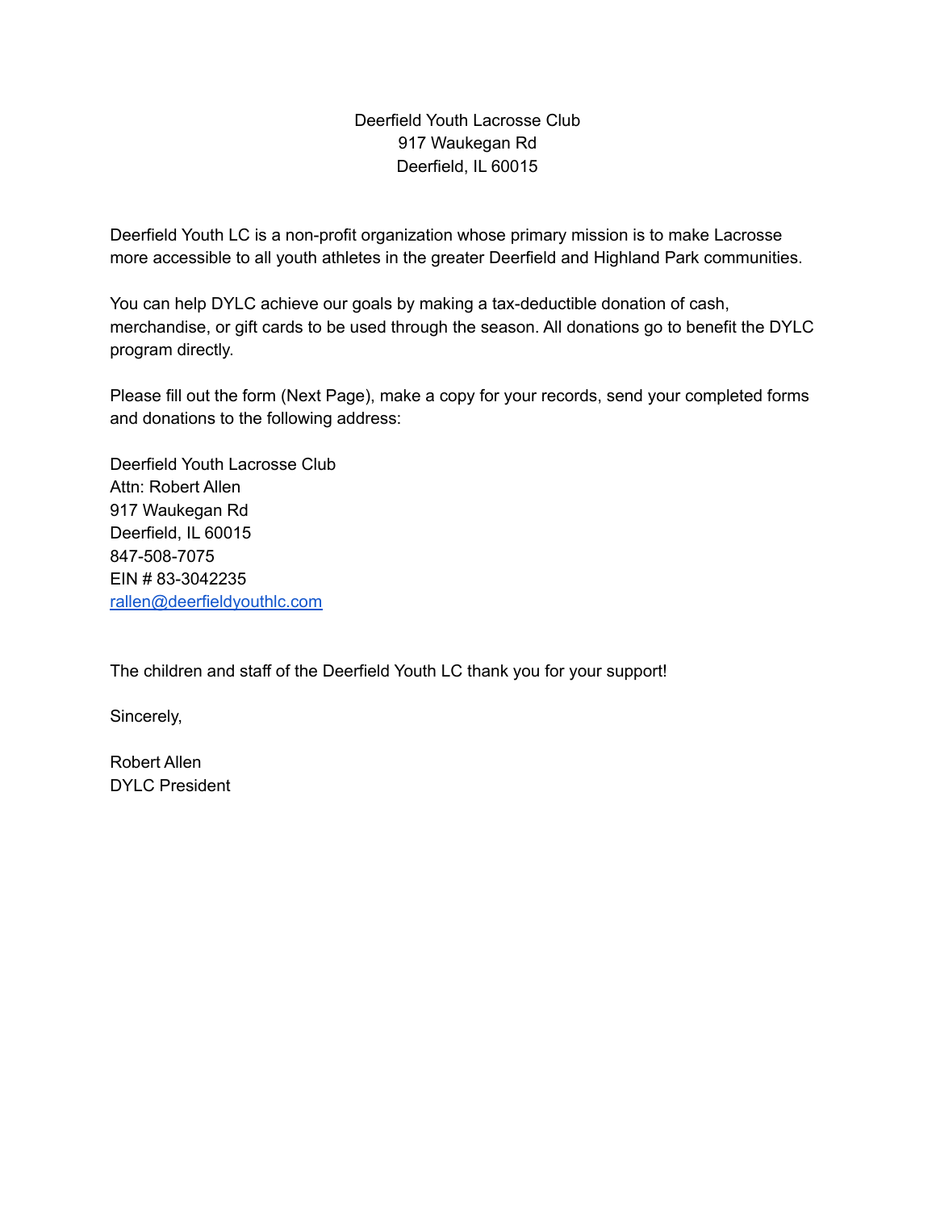Deerfield Youth Lacrosse Club  
917 Waukegan Rd  
Deerfield, IL 60015

Deerfield Youth LC is a non-profit organization whose primary mission is to make Lacrosse more accessible to all youth athletes in the greater Deerfield and Highland Park communities.

You can help DYLC achieve our goals by making a tax-deductible donation of cash, merchandise, or gift cards to be used through the season. All donations go to benefit the DYLC program directly.

Please fill out the form (Next Page), make a copy for your records, send your completed forms and donations to the following address:

Deerfield Youth Lacrosse Club  
Attn: Robert Allen  
917 Waukegan Rd  
Deerfield, IL 60015  
847-508-7075  
EIN # 83-3042235  
rallen@deerfieldyouthlc.com

The children and staff of the Deerfield Youth LC thank you for your support!

Sincerely,

Robert Allen  
DYLC President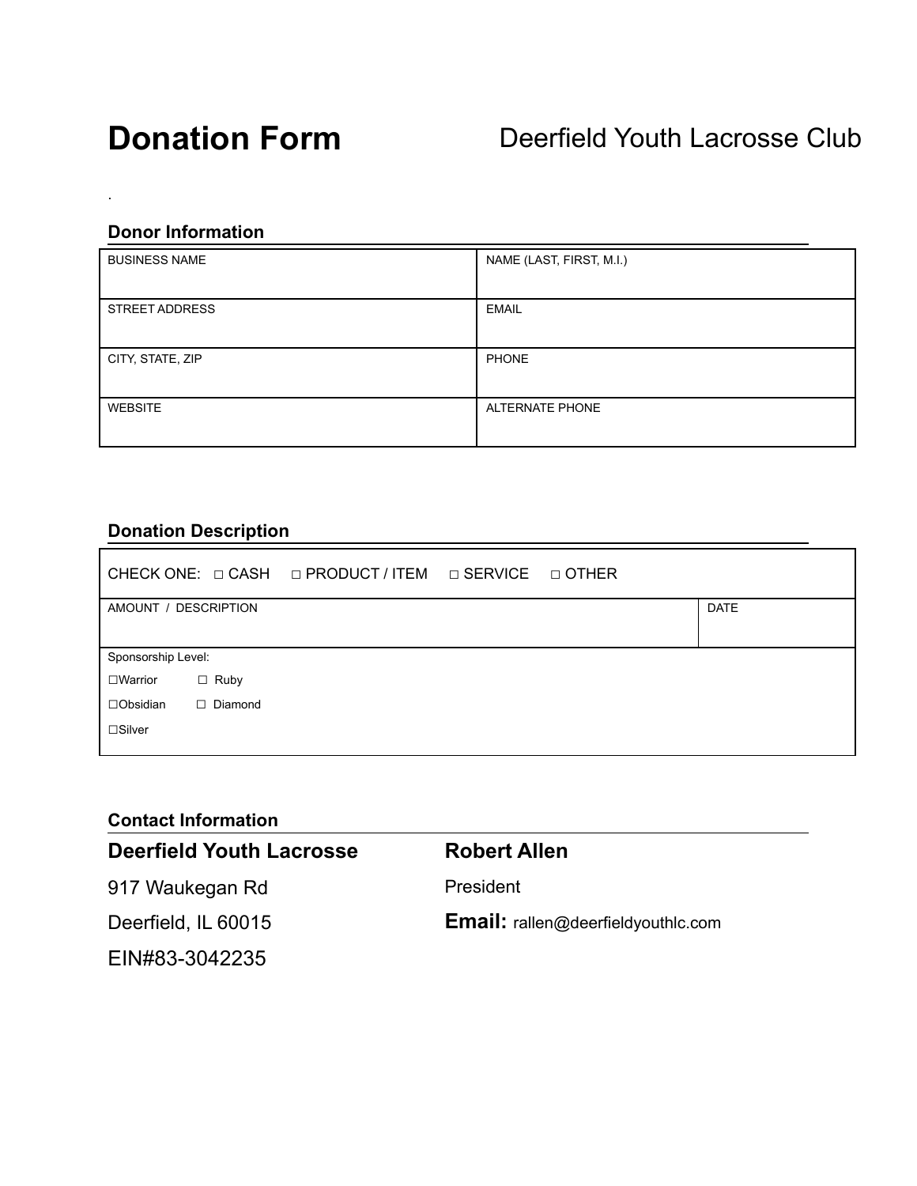# Donation Form

Deerfield Youth Lacrosse Club

.

## Donor Information

| | |
|---|---|
| BUSINESS NAME | NAME (LAST, FIRST, M.I.) |
| STREET ADDRESS | EMAIL |
| CITY, STATE, ZIP | PHONE |
| WEBSITE | ALTERNATE PHONE |

## Donation Description

| | |
|---|---|
| CHECK ONE: □ CASH □ PRODUCT / ITEM □ SERVICE □ OTHER | |
| AMOUNT / DESCRIPTION | DATE |
| Sponsorship Level:<br>☐Warrior ☐ Ruby<br>☐Obsidian ☐ Diamond<br>☐Silver | |

## Contact Information

**Deerfield Youth Lacrosse**

917 Waukegan Rd

Deerfield, IL 60015

EIN#83-3042235

**Robert Allen**

President

**Email:** rallen@deerfieldyouthlc.com